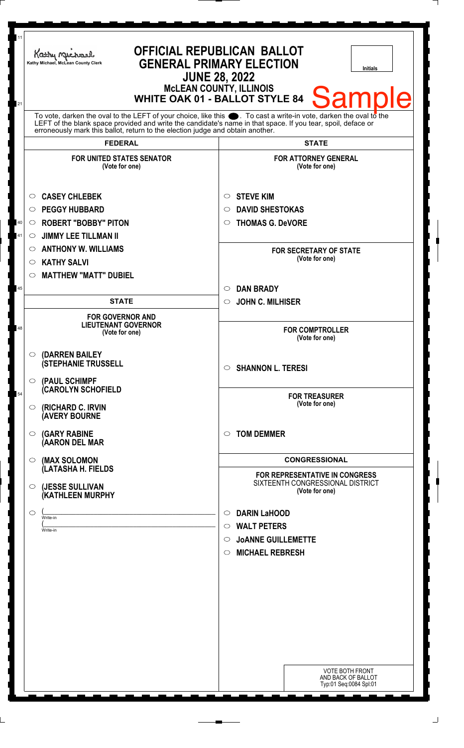Kathy Michael, McLean County Clerk

# OFFICIAL REPUBLICAN BALLOT
## GENERAL PRIMARY ELECTION
## JUNE 28, 2022
### McLEAN COUNTY, ILLINOIS
### WHITE OAK 01 - BALLOT STYLE 84

Initials

Sample

To vote, darken the oval to the LEFT of your choice, like this ●. To cast a write-in vote, darken the oval to the LEFT of the blank space provided and write the candidate's name in that space. If you tear, spoil, deface or erroneously mark this ballot, return to the election judge and obtain another.

## FEDERAL

**FOR UNITED STATES SENATOR**
(Vote for one)

- ○ CASEY CHLEBEK
- ○ PEGGY HUBBARD
- ○ ROBERT "BOBBY" PITON
- ○ JIMMY LEE TILLMAN II
- ○ ANTHONY W. WILLIAMS
- ○ KATHY SALVI
- ○ MATTHEW "MATT" DUBIEL

## STATE

**FOR GOVERNOR AND LIEUTENANT GOVERNOR**
(Vote for one)

- ○ (DARREN BAILEY (STEPHANIE TRUSSELL
- ○ (PAUL SCHIMPF (CAROLYN SCHOFIELD
- ○ (RICHARD C. IRVIN (AVERY BOURNE
- ○ (GARY RABINE (AARON DEL MAR
- ○ (MAX SOLOMON (LATASHA H. FIELDS
- ○ (JESSE SULLIVAN (KATHLEEN MURPHY
- ○ (\_\_\_\_\_\_\_\_\_\_ Write-in (\_\_\_\_\_\_\_\_\_\_ Write-in

## STATE

**FOR ATTORNEY GENERAL**
(Vote for one)

- ○ STEVE KIM
- ○ DAVID SHESTOKAS
- ○ THOMAS G. DeVORE

**FOR SECRETARY OF STATE**
(Vote for one)

- ○ DAN BRADY
- ○ JOHN C. MILHISER

**FOR COMPTROLLER**
(Vote for one)

- ○ SHANNON L. TERESI

**FOR TREASURER**
(Vote for one)

- ○ TOM DEMMER

## CONGRESSIONAL

**FOR REPRESENTATIVE IN CONGRESS**
SIXTEENTH CONGRESSIONAL DISTRICT
(Vote for one)

- ○ DARIN LaHOOD
- ○ WALT PETERS
- ○ JoANNE GUILLEMETTE
- ○ MICHAEL REBRESH

VOTE BOTH FRONT AND BACK OF BALLOT
Typ:01 Seq:0084 Spl:01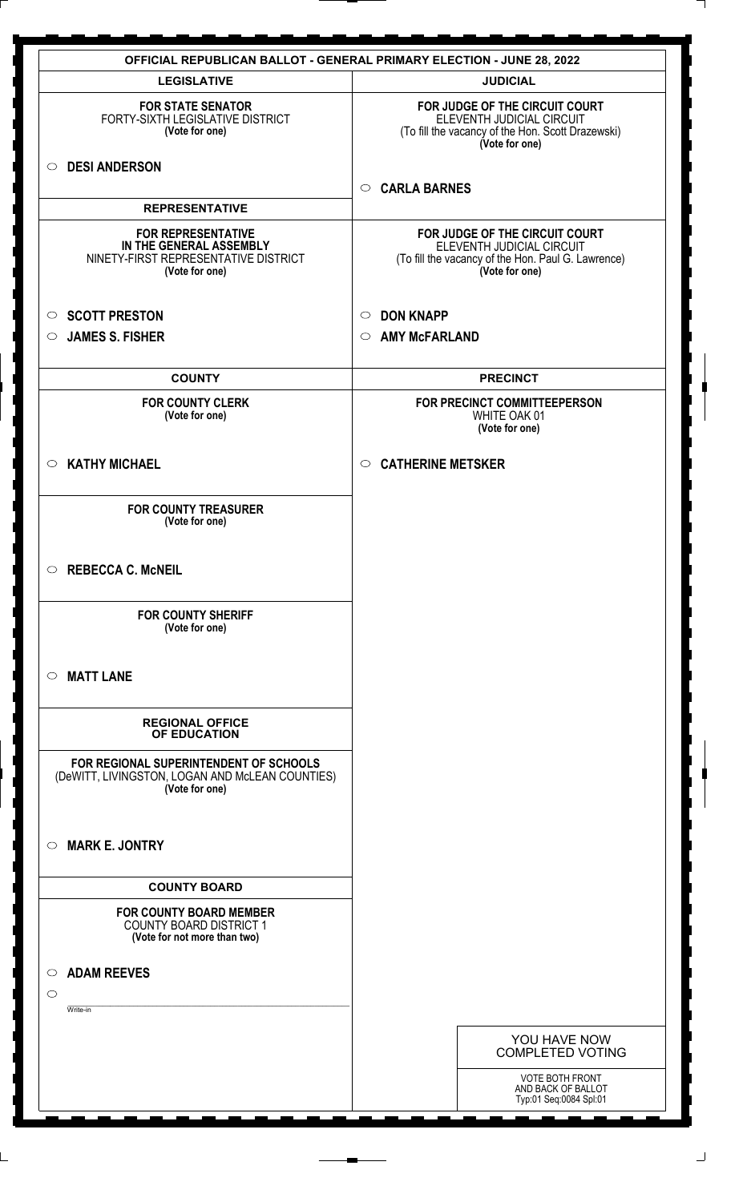# OFFICIAL REPUBLICAN BALLOT - GENERAL PRIMARY ELECTION - JUNE 28, 2022

## LEGISLATIVE

**FOR STATE SENATOR**
FORTY-SIXTH LEGISLATIVE DISTRICT
**(Vote for one)**

- ○ **DESI ANDERSON**

## REPRESENTATIVE

**FOR REPRESENTATIVE IN THE GENERAL ASSEMBLY**
NINETY-FIRST REPRESENTATIVE DISTRICT
**(Vote for one)**

- ○ **SCOTT PRESTON**
- ○ **JAMES S. FISHER**

## COUNTY

**FOR COUNTY CLERK**
**(Vote for one)**

- ○ **KATHY MICHAEL**

**FOR COUNTY TREASURER**
**(Vote for one)**

- ○ **REBECCA C. McNEIL**

**FOR COUNTY SHERIFF**
**(Vote for one)**

- ○ **MATT LANE**

## REGIONAL OFFICE OF EDUCATION

**FOR REGIONAL SUPERINTENDENT OF SCHOOLS**
(DeWITT, LIVINGSTON, LOGAN AND McLEAN COUNTIES)
**(Vote for one)**

- ○ **MARK E. JONTRY**

## COUNTY BOARD

**FOR COUNTY BOARD MEMBER**
COUNTY BOARD DISTRICT 1
**(Vote for not more than two)**

- ○ **ADAM REEVES**
- ○ ____________________ Write-in

## JUDICIAL

**FOR JUDGE OF THE CIRCUIT COURT**
ELEVENTH JUDICIAL CIRCUIT
(To fill the vacancy of the Hon. Scott Drazewski)
**(Vote for one)**

- ○ **CARLA BARNES**

**FOR JUDGE OF THE CIRCUIT COURT**
ELEVENTH JUDICIAL CIRCUIT
(To fill the vacancy of the Hon. Paul G. Lawrence)
**(Vote for one)**

- ○ **DON KNAPP**
- ○ **AMY McFARLAND**

## PRECINCT

**FOR PRECINCT COMMITTEEPERSON**
WHITE OAK 01
**(Vote for one)**

- ○ **CATHERINE METSKER**

YOU HAVE NOW COMPLETED VOTING

VOTE BOTH FRONT AND BACK OF BALLOT
Typ:01 Seq:0084 Spl:01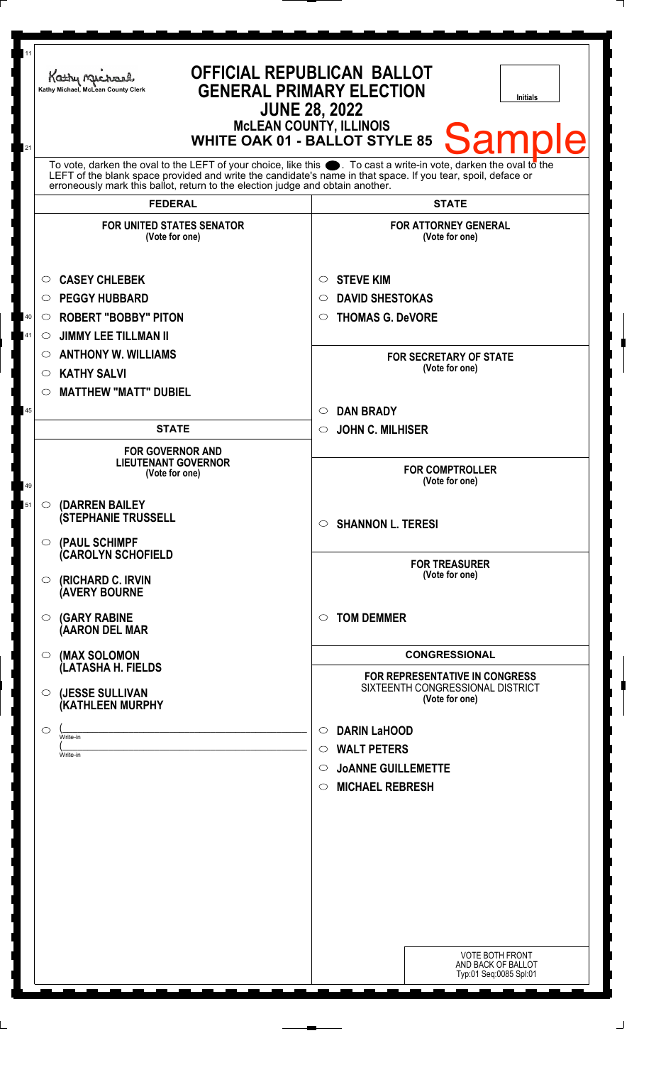Kathy Michael, McLean County Clerk

# OFFICIAL REPUBLICAN BALLOT
## GENERAL PRIMARY ELECTION
## JUNE 28, 2022
### McLEAN COUNTY, ILLINOIS
### WHITE OAK 01 - BALLOT STYLE 85

Initials

Sample

To vote, darken the oval to the LEFT of your choice, like this ●. To cast a write-in vote, darken the oval to the LEFT of the blank space provided and write the candidate's name in that space. If you tear, spoil, deface or erroneously mark this ballot, return to the election judge and obtain another.

## FEDERAL

**FOR UNITED STATES SENATOR**
(Vote for one)

- ○ CASEY CHLEBEK
- ○ PEGGY HUBBARD
- ○ ROBERT "BOBBY" PITON
- ○ JIMMY LEE TILLMAN II
- ○ ANTHONY W. WILLIAMS
- ○ KATHY SALVI
- ○ MATTHEW "MATT" DUBIEL

## STATE

**FOR GOVERNOR AND LIEUTENANT GOVERNOR**
(Vote for one)

- ○ (DARREN BAILEY (STEPHANIE TRUSSELL
- ○ (PAUL SCHIMPF (CAROLYN SCHOFIELD
- ○ (RICHARD C. IRVIN (AVERY BOURNE
- ○ (GARY RABINE (AARON DEL MAR
- ○ (MAX SOLOMON (LATASHA H. FIELDS
- ○ (JESSE SULLIVAN (KATHLEEN MURPHY
- ○ (\_\_\_\_\_\_\_\_\_\_ Write-in (\_\_\_\_\_\_\_\_\_\_ Write-in

## STATE

**FOR ATTORNEY GENERAL**
(Vote for one)

- ○ STEVE KIM
- ○ DAVID SHESTOKAS
- ○ THOMAS G. DeVORE

**FOR SECRETARY OF STATE**
(Vote for one)

- ○ DAN BRADY
- ○ JOHN C. MILHISER

**FOR COMPTROLLER**
(Vote for one)

- ○ SHANNON L. TERESI

**FOR TREASURER**
(Vote for one)

- ○ TOM DEMMER

## CONGRESSIONAL

**FOR REPRESENTATIVE IN CONGRESS**
SIXTEENTH CONGRESSIONAL DISTRICT
(Vote for one)

- ○ DARIN LaHOOD
- ○ WALT PETERS
- ○ JoANNE GUILLEMETTE
- ○ MICHAEL REBRESH

VOTE BOTH FRONT AND BACK OF BALLOT
Typ:01 Seq:0085 Spl:01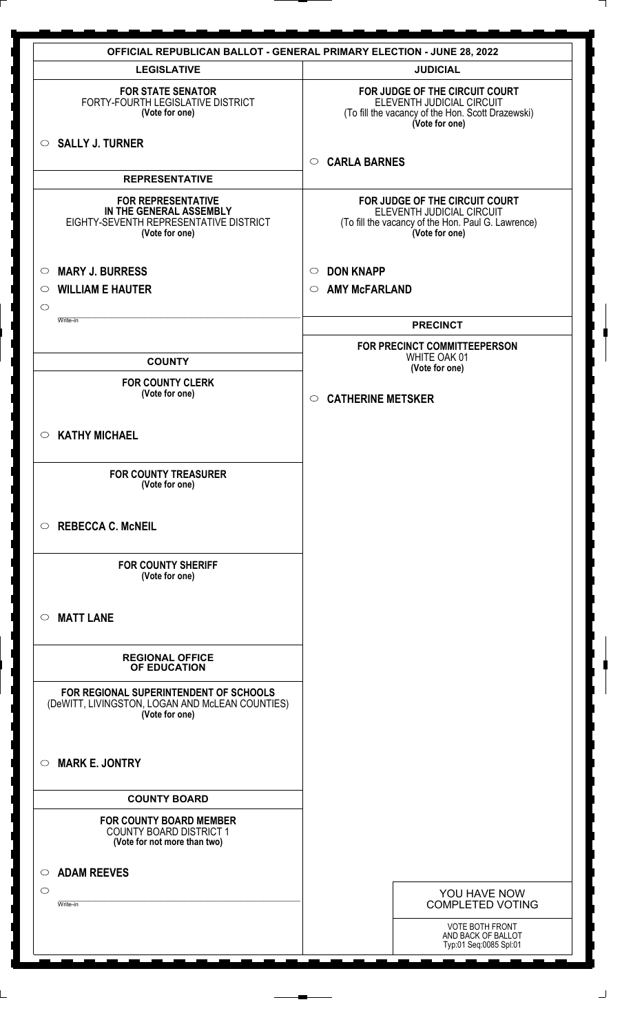# OFFICIAL REPUBLICAN BALLOT - GENERAL PRIMARY ELECTION - JUNE 28, 2022

## LEGISLATIVE

**FOR STATE SENATOR**
FORTY-FOURTH LEGISLATIVE DISTRICT
**(Vote for one)**

○ **SALLY J. TURNER**

## REPRESENTATIVE

**FOR REPRESENTATIVE IN THE GENERAL ASSEMBLY**
EIGHTY-SEVENTH REPRESENTATIVE DISTRICT
**(Vote for one)**

○ **MARY J. BURRESS**
○ **WILLIAM E HAUTER**
○ Write-in

## COUNTY

**FOR COUNTY CLERK**
**(Vote for one)**

○ **KATHY MICHAEL**

**FOR COUNTY TREASURER**
**(Vote for one)**

○ **REBECCA C. McNEIL**

**FOR COUNTY SHERIFF**
**(Vote for one)**

○ **MATT LANE**

## REGIONAL OFFICE OF EDUCATION

**FOR REGIONAL SUPERINTENDENT OF SCHOOLS**
(DeWITT, LIVINGSTON, LOGAN AND McLEAN COUNTIES)
**(Vote for one)**

○ **MARK E. JONTRY**

## COUNTY BOARD

**FOR COUNTY BOARD MEMBER**
COUNTY BOARD DISTRICT 1
**(Vote for not more than two)**

○ **ADAM REEVES**
○ Write-in

## JUDICIAL

**FOR JUDGE OF THE CIRCUIT COURT**
ELEVENTH JUDICIAL CIRCUIT
(To fill the vacancy of the Hon. Scott Drazewski)
**(Vote for one)**

○ **CARLA BARNES**

**FOR JUDGE OF THE CIRCUIT COURT**
ELEVENTH JUDICIAL CIRCUIT
(To fill the vacancy of the Hon. Paul G. Lawrence)
**(Vote for one)**

○ **DON KNAPP**
○ **AMY McFARLAND**

## PRECINCT

**FOR PRECINCT COMMITTEEPERSON**
WHITE OAK 01
**(Vote for one)**

○ **CATHERINE METSKER**

YOU HAVE NOW COMPLETED VOTING

VOTE BOTH FRONT AND BACK OF BALLOT
Typ:01 Seq:0085 Spl:01